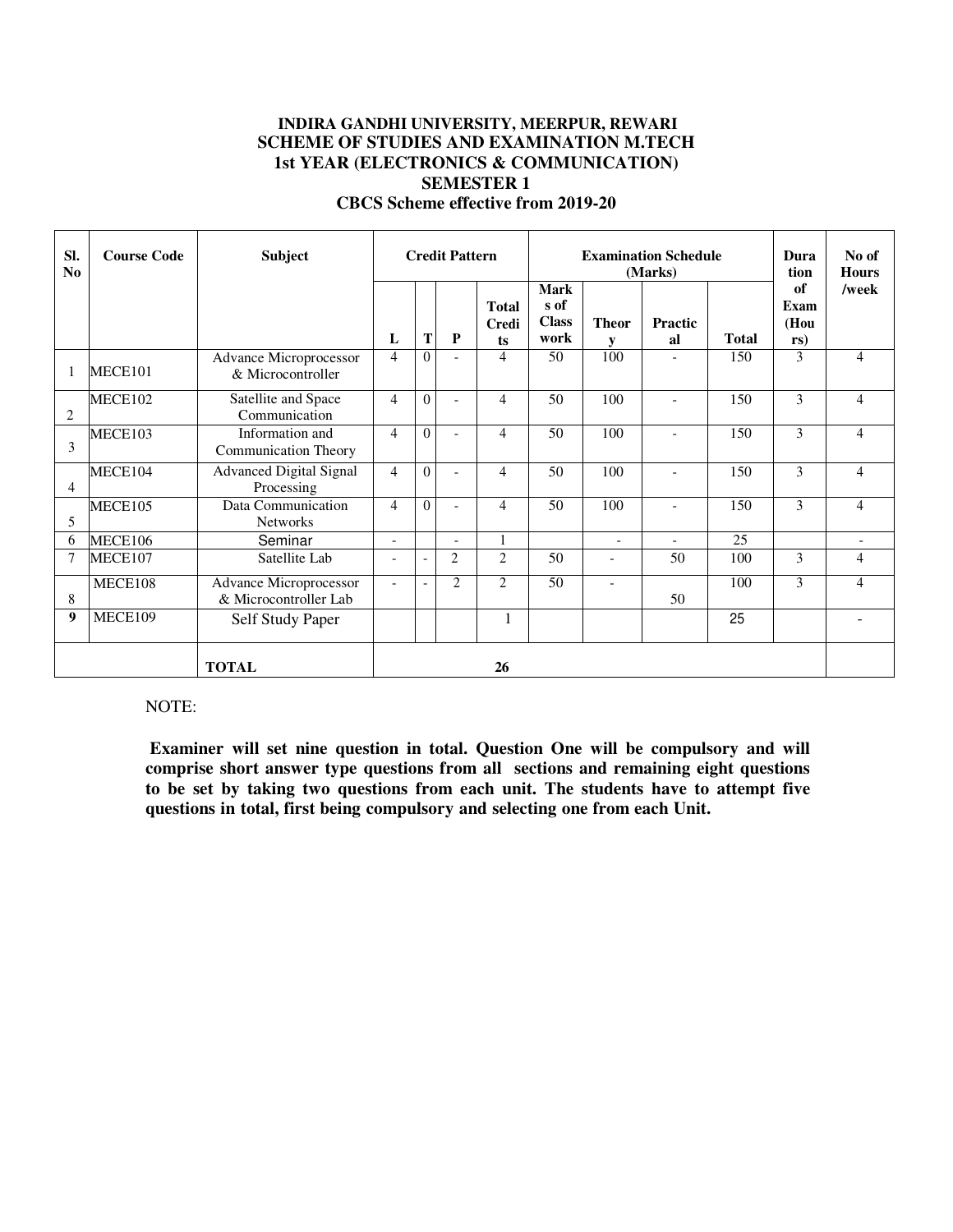**INDIRA GANDHI UNIVERSITY, MEERPUR, REWARI**
**SCHEME OF STUDIES AND EXAMINATION M.TECH**
**1st YEAR (ELECTRONICS & COMMUNICATION)**
**SEMESTER 1**
**CBCS Scheme effective from 2019-20**

| Sl. No | Course Code | Subject | Credit Pattern | | | | Examination Schedule (Marks) | | | | Duration of Exam (Hours) | No of Hours /week |
|---|---|---|---|---|---|---|---|---|---|---|---|---|
| | | | L | T | P | Total Credits | Marks of Class work | Theory | Practical | Total | | |
| 1 | MECE101 | Advance Microprocessor & Microcontroller | 4 | 0 | - | 4 | 50 | 100 | - | 150 | 3 | 4 |
| 2 | MECE102 | Satellite and Space Communication | 4 | 0 | - | 4 | 50 | 100 | - | 150 | 3 | 4 |
| 3 | MECE103 | Information and Communication Theory | 4 | 0 | - | 4 | 50 | 100 | - | 150 | 3 | 4 |
| 4 | MECE104 | Advanced Digital Signal Processing | 4 | 0 | - | 4 | 50 | 100 | - | 150 | 3 | 4 |
| 5 | MECE105 | Data Communication Networks | 4 | 0 | - | 4 | 50 | 100 | - | 150 | 3 | 4 |
| 6 | MECE106 | Seminar | - | | - | 1 | | - | - | 25 | | - |
| 7 | MECE107 | Satellite Lab | - | - | 2 | 2 | 50 | - | 50 | 100 | 3 | 4 |
| 8 | MECE108 | Advance Microprocessor & Microcontroller Lab | - | - | 2 | 2 | 50 | - | 50 | 100 | 3 | 4 |
| **9** | MECE109 | Self Study Paper | | | | 1 | | | | 25 | | - |
| | | **TOTAL** | | | | **26** | | | | | | |

NOTE:

**Examiner will set nine question in total. Question One will be compulsory and will comprise short answer type questions from all sections and remaining eight questions to be set by taking two questions from each unit. The students have to attempt five questions in total, first being compulsory and selecting one from each Unit.**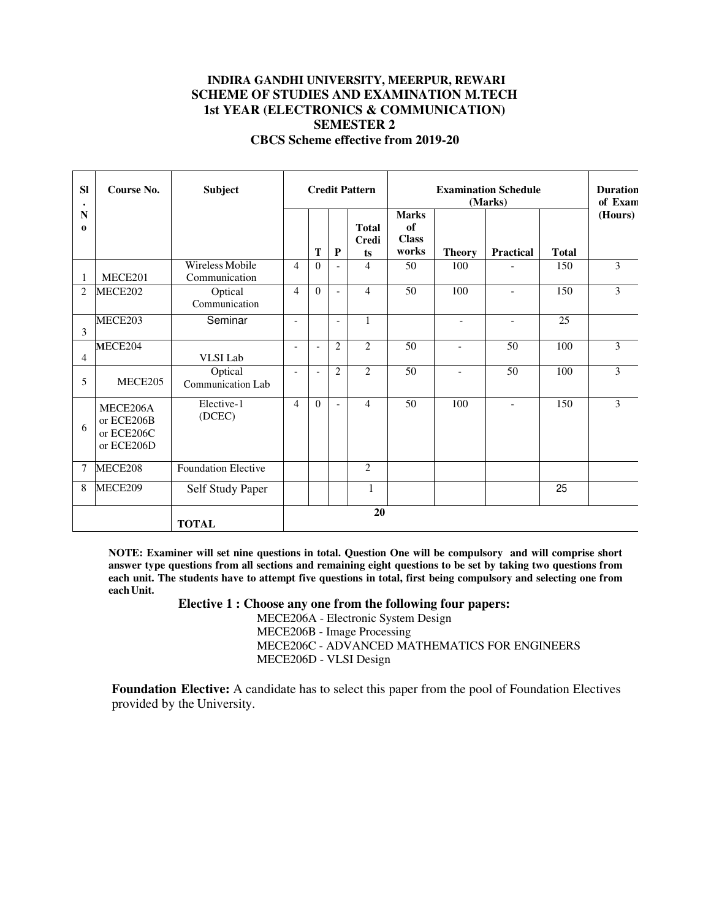**INDIRA GANDHI UNIVERSITY, MEERPUR, REWARI**
**SCHEME OF STUDIES AND EXAMINATION M.TECH**
**1st YEAR (ELECTRONICS & COMMUNICATION)**
**SEMESTER 2**
**CBCS Scheme effective from 2019-20**

| Sl. No | Course No. | Subject | Credit Pattern | | | | Examination Schedule (Marks) | | | | Duration of Exam (Hours) |
|---|---|---|---|---|---|---|---|---|---|---|---|
| | | | | T | P | Total Credits | Marks of Class works | Theory | Practical | Total | |
| 1 | MECE201 | Wireless Mobile Communication | 4 | 0 | - | 4 | 50 | 100 | - | 150 | 3 |
| 2 | MECE202 | Optical Communication | 4 | 0 | - | 4 | 50 | 100 | - | 150 | 3 |
| 3 | MECE203 | Seminar | - | | - | 1 | | - | - | 25 | |
| 4 | MECE204 | VLSI Lab | - | - | 2 | 2 | 50 | - | 50 | 100 | 3 |
| 5 | MECE205 | Optical Communication Lab | - | - | 2 | 2 | 50 | - | 50 | 100 | 3 |
| 6 | MECE206A or ECE206B or ECE206C or ECE206D | Elective-1 (DCEC) | 4 | 0 | - | 4 | 50 | 100 | - | 150 | 3 |
| 7 | MECE208 | Foundation Elective | | | | 2 | | | | | |
| 8 | MECE209 | Self Study Paper | | | | 1 | | | | 25 | |
| | | **TOTAL** | | | | **20** | | | | | |

**NOTE: Examiner will set nine questions in total. Question One will be compulsory and will comprise short answer type questions from all sections and remaining eight questions to be set by taking two questions from each unit. The students have to attempt five questions in total, first being compulsory and selecting one from each Unit.**

**Elective 1 : Choose any one from the following four papers:**

MECE206A - Electronic System Design
MECE206B - Image Processing
MECE206C - ADVANCED MATHEMATICS FOR ENGINEERS
MECE206D - VLSI Design

**Foundation Elective:** A candidate has to select this paper from the pool of Foundation Electives provided by the University.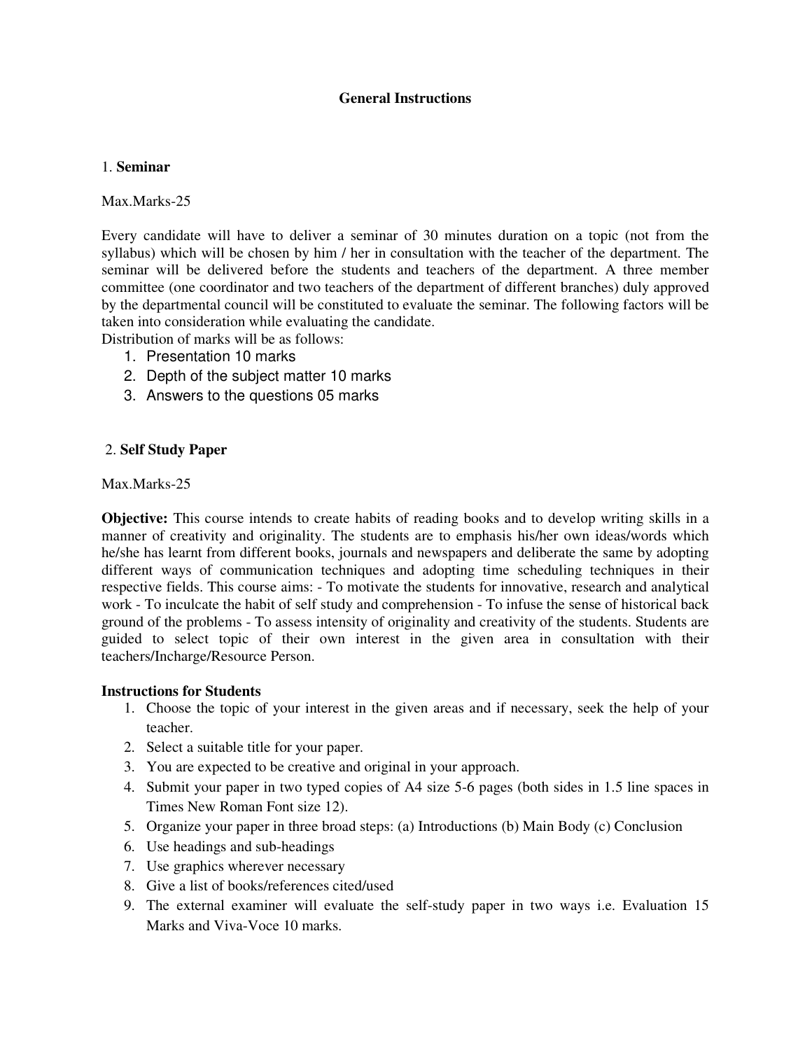# General Instructions

## 1. Seminar

Max.Marks-25

Every candidate will have to deliver a seminar of 30 minutes duration on a topic (not from the syllabus) which will be chosen by him / her in consultation with the teacher of the department. The seminar will be delivered before the students and teachers of the department. A three member committee (one coordinator and two teachers of the department of different branches) duly approved by the departmental council will be constituted to evaluate the seminar. The following factors will be taken into consideration while evaluating the candidate.
Distribution of marks will be as follows:

1. Presentation 10 marks
2. Depth of the subject matter 10 marks
3. Answers to the questions 05 marks

## 2. Self Study Paper

Max.Marks-25

**Objective:** This course intends to create habits of reading books and to develop writing skills in a manner of creativity and originality. The students are to emphasis his/her own ideas/words which he/she has learnt from different books, journals and newspapers and deliberate the same by adopting different ways of communication techniques and adopting time scheduling techniques in their respective fields. This course aims: - To motivate the students for innovative, research and analytical work - To inculcate the habit of self study and comprehension - To infuse the sense of historical back ground of the problems - To assess intensity of originality and creativity of the students. Students are guided to select topic of their own interest in the given area in consultation with their teachers/Incharge/Resource Person.

**Instructions for Students**

1. Choose the topic of your interest in the given areas and if necessary, seek the help of your teacher.
2. Select a suitable title for your paper.
3. You are expected to be creative and original in your approach.
4. Submit your paper in two typed copies of A4 size 5-6 pages (both sides in 1.5 line spaces in Times New Roman Font size 12).
5. Organize your paper in three broad steps: (a) Introductions (b) Main Body (c) Conclusion
6. Use headings and sub-headings
7. Use graphics wherever necessary
8. Give a list of books/references cited/used
9. The external examiner will evaluate the self-study paper in two ways i.e. Evaluation 15 Marks and Viva-Voce 10 marks.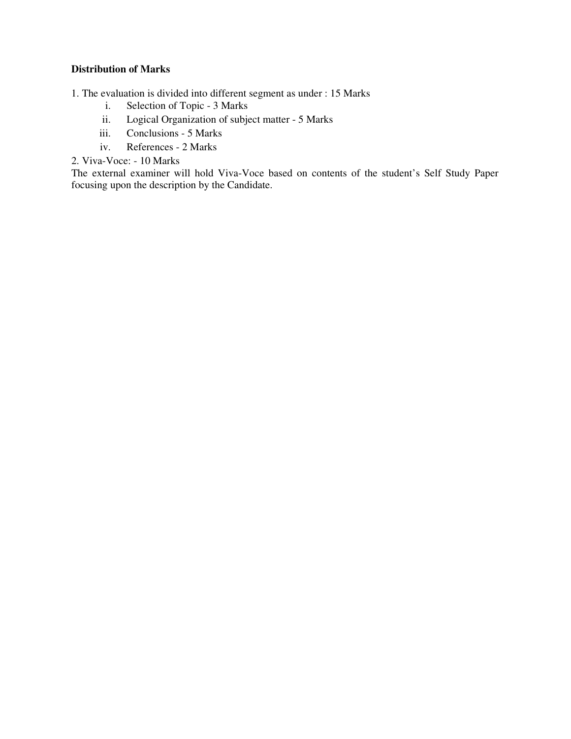**Distribution of Marks**

1. The evaluation is divided into different segment as under : 15 Marks
   i. Selection of Topic - 3 Marks
   ii. Logical Organization of subject matter - 5 Marks
   iii. Conclusions - 5 Marks
   iv. References - 2 Marks
2. Viva-Voce: - 10 Marks

The external examiner will hold Viva-Voce based on contents of the student's Self Study Paper focusing upon the description by the Candidate.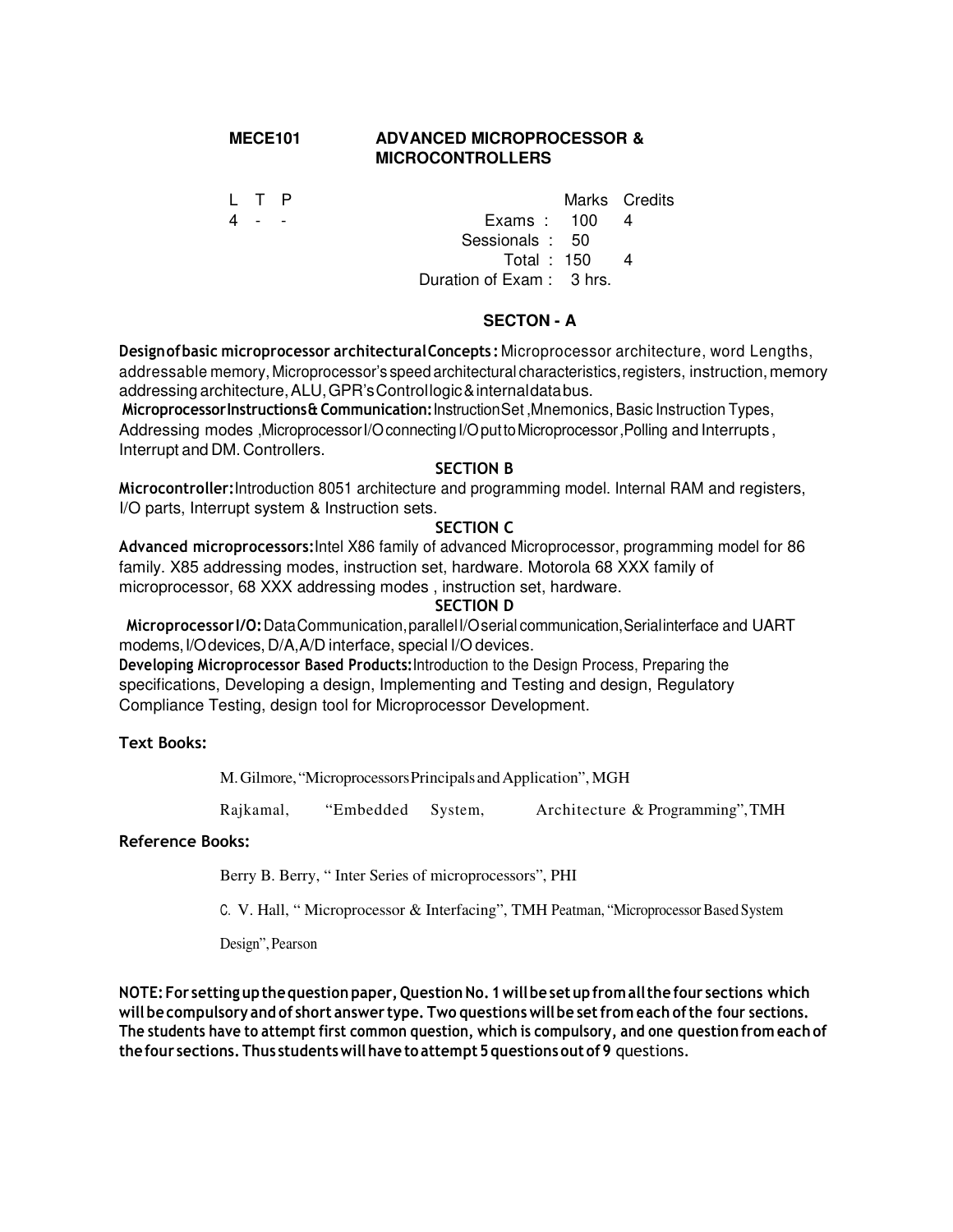**MECE101 ADVANCED MICROPROCESSOR & MICROCONTROLLERS**

| L | T | P | | Marks | Credits |
|---|---|---|---|---|---|
| 4 | - | - | Exams : | 100 | 4 |
| | | | Sessionals : | 50 | |
| | | | Total : | 150 | 4 |
| | | | Duration of Exam : | 3 hrs. | |

## SECTON - A

**Design of basic microprocessor architectural Concepts :** Microprocessor architecture, word Lengths, addressable memory, Microprocessor's speed architectural characteristics, registers, instruction, memory addressing architecture, ALU, GPR's Controllogic & internal databus.

**Microprocessor Instructions & Communication:** Instruction Set ,Mnemonics, Basic Instruction Types, Addressing modes ,Microprocessor I/O connecting I/O put to Microprocessor ,Polling and Interrupts , Interrupt and DM. Controllers.

## SECTION B

**Microcontroller:** Introduction 8051 architecture and programming model. Internal RAM and registers, I/O parts, Interrupt system & Instruction sets.

## SECTION C

**Advanced microprocessors:** Intel X86 family of advanced Microprocessor, programming model for 86 family. X85 addressing modes, instruction set, hardware. Motorola 68 XXX family of microprocessor, 68 XXX addressing modes , instruction set, hardware.

## SECTION D

**Microprocessor I/O:** Data Communication, parallel I/O serial communication, Serial interface and UART modems, I/O devices, D/A, A/D interface, special I/O devices.

**Developing Microprocessor Based Products:** Introduction to the Design Process, Preparing the specifications, Developing a design, Implementing and Testing and design, Regulatory Compliance Testing, design tool for Microprocessor Development.

**Text Books:**

M. Gilmore, "Microprocessors Principals and Application", MGH

Rajkamal, "Embedded System, Architecture & Programming", TMH

**Reference Books:**

Berry B. Berry, " Inter Series of microprocessors", PHI

C. V. Hall, " Microprocessor & Interfacing", TMH Peatman, "Microprocessor Based System Design", Pearson

**NOTE: For setting up the question paper, Question No. 1 will be set up from all the four sections which will be compulsory and of short answer type. Two questions will be set from each of the four sections. The students have to attempt first common question, which is compulsory, and one question from each of the four sections. Thus students will have to attempt 5 questions out of 9** questions.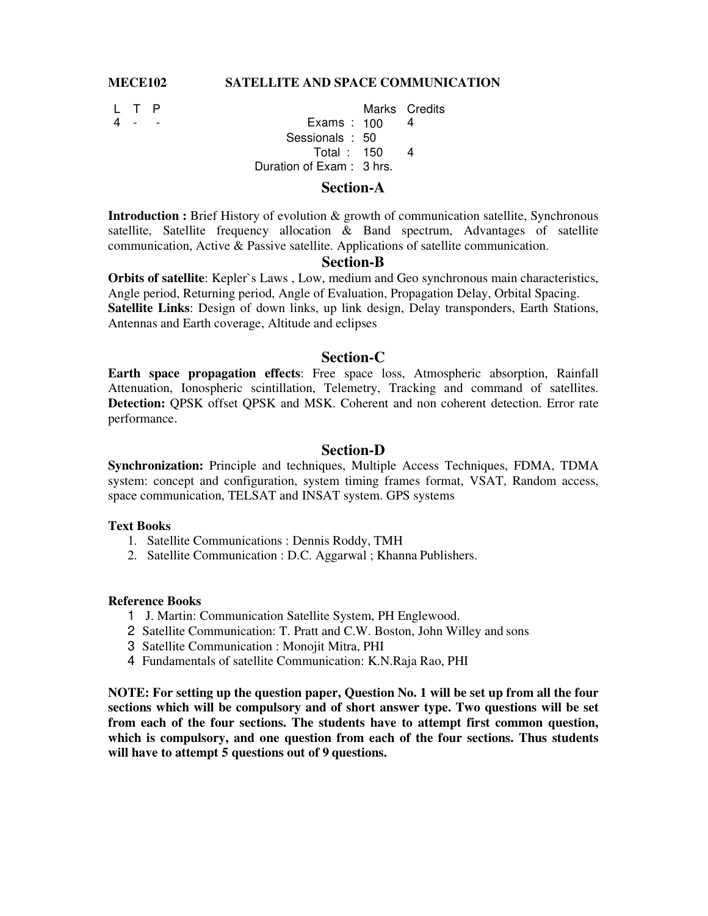**MECE102 SATELLITE AND SPACE COMMUNICATION**

| L | T | P | | Marks | Credits |
|---|---|---|---|---|---|
| 4 | - | - | Exams : | 100 | 4 |
| | | | Sessionals : | 50 | |
| | | | Total : | 150 | 4 |
| | | | Duration of Exam : | 3 hrs. | |

## Section-A

**Introduction :** Brief History of evolution & growth of communication satellite, Synchronous satellite, Satellite frequency allocation & Band spectrum, Advantages of satellite communication, Active & Passive satellite. Applications of satellite communication.

## Section-B

**Orbits of satellite**: Kepler`s Laws , Low, medium and Geo synchronous main characteristics, Angle period, Returning period, Angle of Evaluation, Propagation Delay, Orbital Spacing.

**Satellite Links**: Design of down links, up link design, Delay transponders, Earth Stations, Antennas and Earth coverage, Altitude and eclipses

## Section-C

**Earth space propagation effects**: Free space loss, Atmospheric absorption, Rainfall Attenuation, Ionospheric scintillation, Telemetry, Tracking and command of satellites. **Detection:** QPSK offset QPSK and MSK. Coherent and non coherent detection. Error rate performance.

## Section-D

**Synchronization:** Principle and techniques, Multiple Access Techniques, FDMA, TDMA system: concept and configuration, system timing frames format, VSAT, Random access, space communication, TELSAT and INSAT system. GPS systems

**Text Books**

1. Satellite Communications : Dennis Roddy, TMH
2. Satellite Communication : D.C. Aggarwal ; Khanna Publishers.

**Reference Books**

1. J. Martin: Communication Satellite System, PH Englewood.
2. Satellite Communication: T. Pratt and C.W. Boston, John Willey and sons
3. Satellite Communication : Monojit Mitra, PHI
4. Fundamentals of satellite Communication: K.N.Raja Rao, PHI

**NOTE: For setting up the question paper, Question No. 1 will be set up from all the four sections which will be compulsory and of short answer type. Two questions will be set from each of the four sections. The students have to attempt first common question, which is compulsory, and one question from each of the four sections. Thus students will have to attempt 5 questions out of 9 questions.**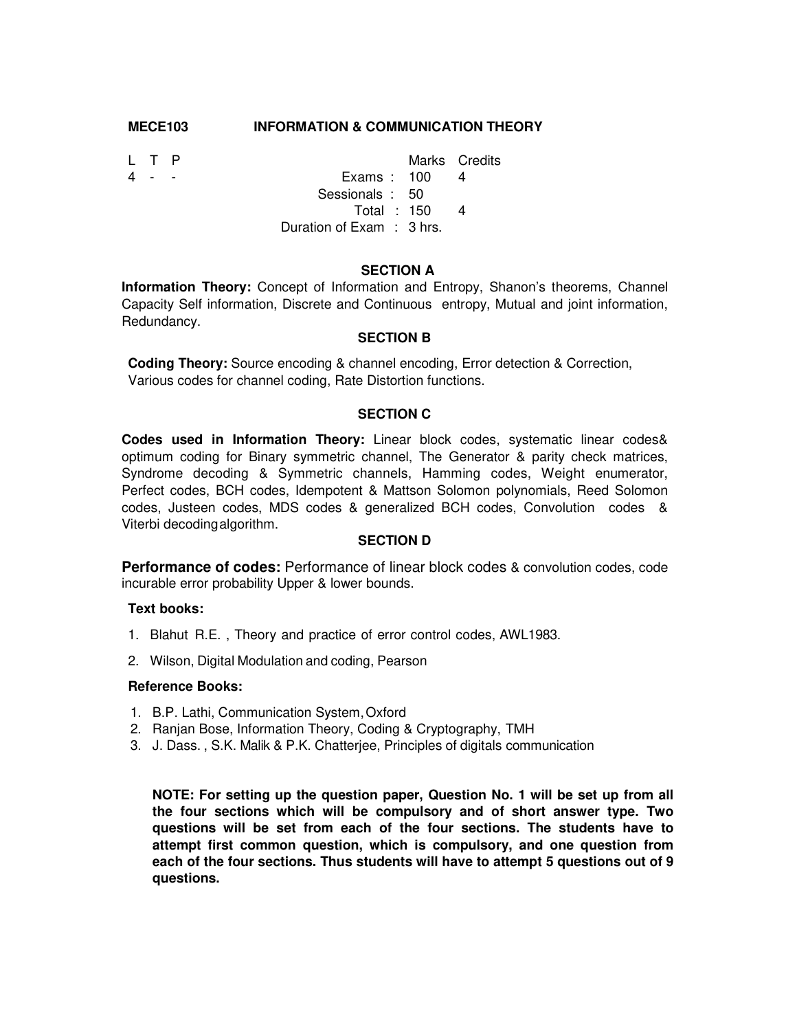**MECE103 INFORMATION & COMMUNICATION THEORY**

| L | T | P | | Marks | Credits |
|---|---|---|---|---|---|
| 4 | - | - | Exams : | 100 | 4 |
| | | | Sessionals : | 50 | |
| | | | Total : | 150 | 4 |
| | | | Duration of Exam : | 3 hrs. | |

### SECTION A

**Information Theory:** Concept of Information and Entropy, Shanon's theorems, Channel Capacity Self information, Discrete and Continuous entropy, Mutual and joint information, Redundancy.

### SECTION B

**Coding Theory:** Source encoding & channel encoding, Error detection & Correction, Various codes for channel coding, Rate Distortion functions.

### SECTION C

**Codes used in Information Theory:** Linear block codes, systematic linear codes& optimum coding for Binary symmetric channel, The Generator & parity check matrices, Syndrome decoding & Symmetric channels, Hamming codes, Weight enumerator, Perfect codes, BCH codes, Idempotent & Mattson Solomon polynomials, Reed Solomon codes, Justeen codes, MDS codes & generalized BCH codes, Convolution codes & Viterbi decodingalgorithm.

### SECTION D

**Performance of codes:** Performance of linear block codes & convolution codes, code incurable error probability Upper & lower bounds.

**Text books:**

1. Blahut R.E. , Theory and practice of error control codes, AWL1983.
2. Wilson, Digital Modulation and coding, Pearson

**Reference Books:**

1. B.P. Lathi, Communication System, Oxford
2. Ranjan Bose, Information Theory, Coding & Cryptography, TMH
3. J. Dass. , S.K. Malik & P.K. Chatterjee, Principles of digitals communication

**NOTE: For setting up the question paper, Question No. 1 will be set up from all the four sections which will be compulsory and of short answer type. Two questions will be set from each of the four sections. The students have to attempt first common question, which is compulsory, and one question from each of the four sections. Thus students will have to attempt 5 questions out of 9 questions.**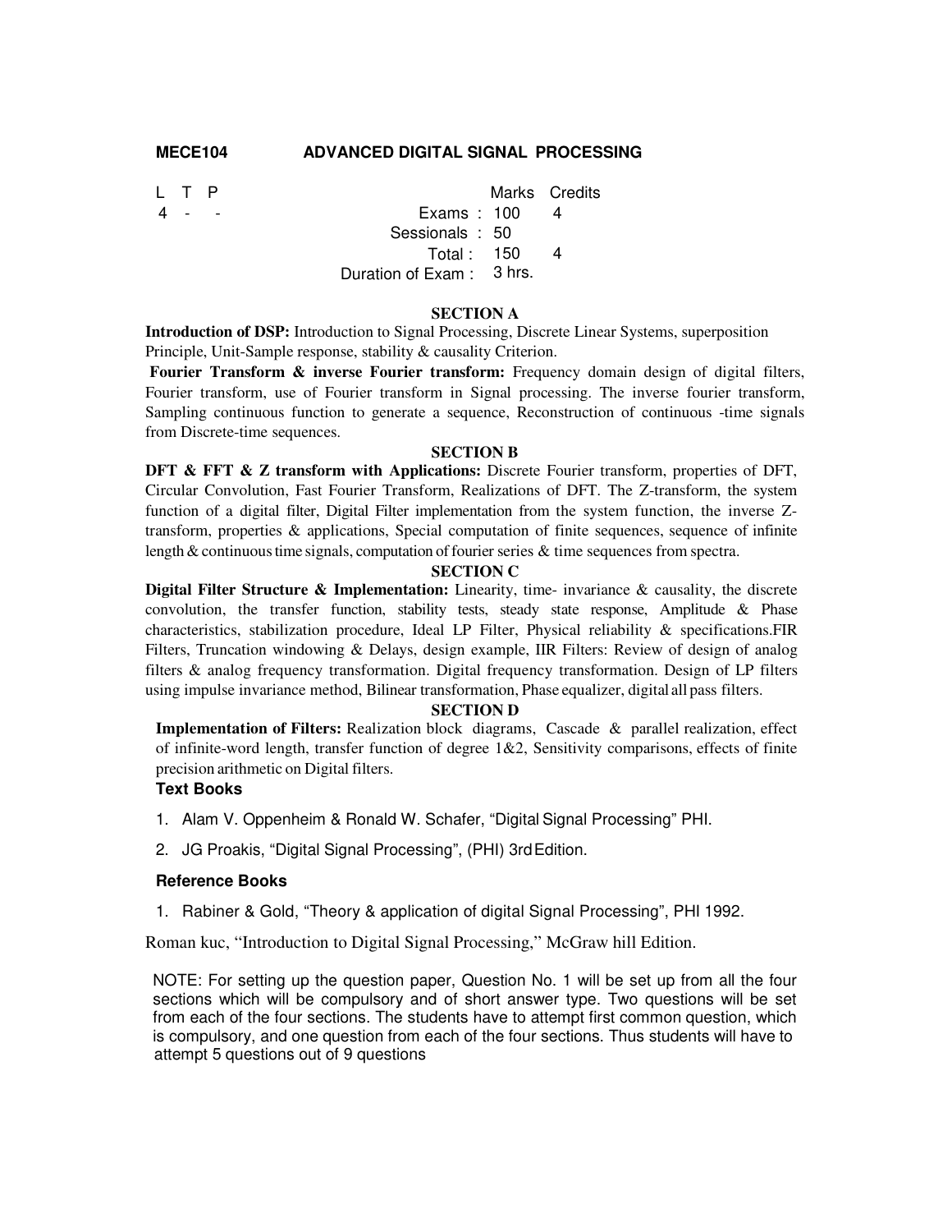## MECE104 ADVANCED DIGITAL SIGNAL PROCESSING

| L | T | P | | Marks | Credits |
|---|---|---|---|---|---|
| 4 | - | - | Exams : | 100 | 4 |
| | | | Sessionals : | 50 | |
| | | | Total : | 150 | 4 |
| | | | Duration of Exam : | 3 hrs. | |

### SECTION A

**Introduction of DSP:** Introduction to Signal Processing, Discrete Linear Systems, superposition Principle, Unit-Sample response, stability & causality Criterion.

**Fourier Transform & inverse Fourier transform:** Frequency domain design of digital filters, Fourier transform, use of Fourier transform in Signal processing. The inverse fourier transform, Sampling continuous function to generate a sequence, Reconstruction of continuous -time signals from Discrete-time sequences.

### SECTION B

**DFT & FFT & Z transform with Applications:** Discrete Fourier transform, properties of DFT, Circular Convolution, Fast Fourier Transform, Realizations of DFT. The Z-transform, the system function of a digital filter, Digital Filter implementation from the system function, the inverse Z-transform, properties & applications, Special computation of finite sequences, sequence of infinite length & continuous time signals, computation of fourier series & time sequences from spectra.

### SECTION C

**Digital Filter Structure & Implementation:** Linearity, time- invariance & causality, the discrete convolution, the transfer function, stability tests, steady state response, Amplitude & Phase characteristics, stabilization procedure, Ideal LP Filter, Physical reliability & specifications.FIR Filters, Truncation windowing & Delays, design example, IIR Filters: Review of design of analog filters & analog frequency transformation. Digital frequency transformation. Design of LP filters using impulse invariance method, Bilinear transformation, Phase equalizer, digital all pass filters.

### SECTION D

**Implementation of Filters:** Realization block diagrams, Cascade & parallel realization, effect of infinite-word length, transfer function of degree 1&2, Sensitivity comparisons, effects of finite precision arithmetic on Digital filters.

### Text Books

1. Alam V. Oppenheim & Ronald W. Schafer, "Digital Signal Processing" PHI.
2. JG Proakis, "Digital Signal Processing", (PHI) 3rd Edition.

### Reference Books

1. Rabiner & Gold, "Theory & application of digital Signal Processing", PHI 1992.

Roman kuc, "Introduction to Digital Signal Processing," McGraw hill Edition.

NOTE: For setting up the question paper, Question No. 1 will be set up from all the four sections which will be compulsory and of short answer type. Two questions will be set from each of the four sections. The students have to attempt first common question, which is compulsory, and one question from each of the four sections. Thus students will have to attempt 5 questions out of 9 questions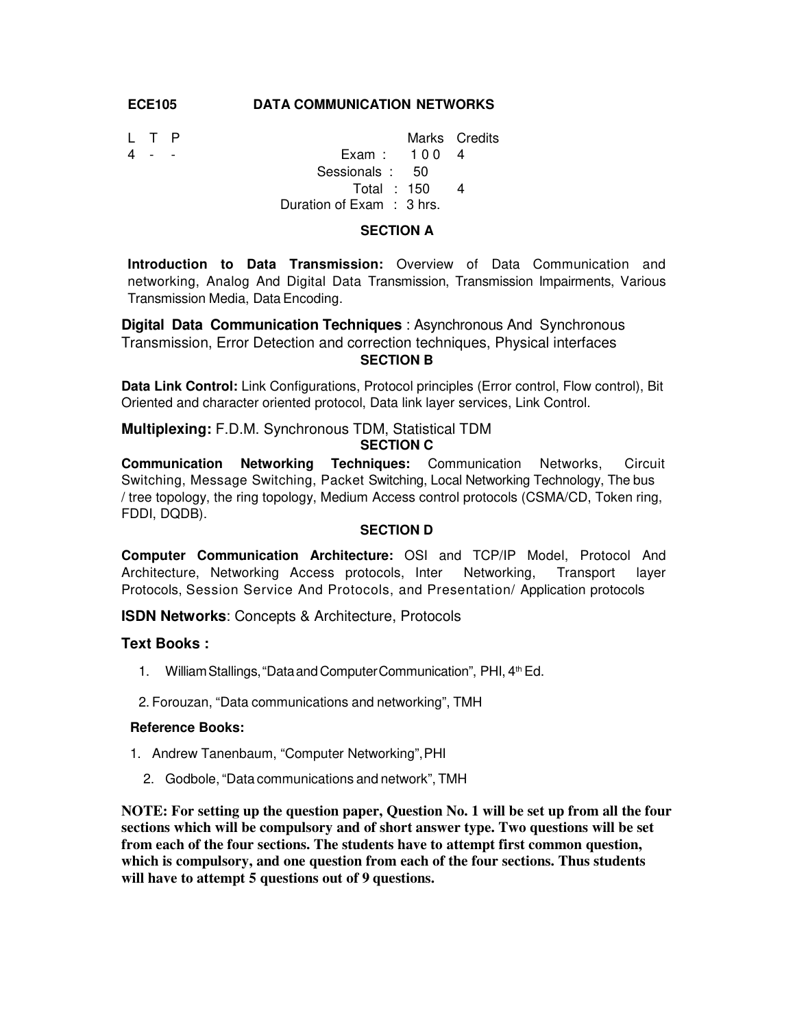## ECE105 DATA COMMUNICATION NETWORKS

| L | T | P | | Marks | Credits |
|---|---|---|---|---|---|
| 4 | - | - | Exam : | 100 | 4 |
| | | | Sessionals : | 50 | |
| | | | Total : | 150 | 4 |
| | | | Duration of Exam : | 3 hrs. | |

### SECTION A

**Introduction to Data Transmission:** Overview of Data Communication and networking, Analog And Digital Data Transmission, Transmission Impairments, Various Transmission Media, Data Encoding.

**Digital Data Communication Techniques** : Asynchronous And Synchronous Transmission, Error Detection and correction techniques, Physical interfaces

### SECTION B

**Data Link Control:** Link Configurations, Protocol principles (Error control, Flow control), Bit Oriented and character oriented protocol, Data link layer services, Link Control.

**Multiplexing:** F.D.M. Synchronous TDM, Statistical TDM

### SECTION C

**Communication Networking Techniques:** Communication Networks, Circuit Switching, Message Switching, Packet Switching, Local Networking Technology, The bus / tree topology, the ring topology, Medium Access control protocols (CSMA/CD, Token ring, FDDI, DQDB).

### SECTION D

**Computer Communication Architecture:** OSI and TCP/IP Model, Protocol And Architecture, Networking Access protocols, Inter Networking, Transport layer Protocols, Session Service And Protocols, and Presentation/ Application protocols

**ISDN Networks**: Concepts & Architecture, Protocols

### Text Books :

1. William Stallings, "Data and Computer Communication", PHI, 4th Ed.
2. Forouzan, "Data communications and networking", TMH

**Reference Books:**

1. Andrew Tanenbaum, "Computer Networking", PHI
2. Godbole, "Data communications and network", TMH

**NOTE: For setting up the question paper, Question No. 1 will be set up from all the four sections which will be compulsory and of short answer type. Two questions will be set from each of the four sections. The students have to attempt first common question, which is compulsory, and one question from each of the four sections. Thus students will have to attempt 5 questions out of 9 questions.**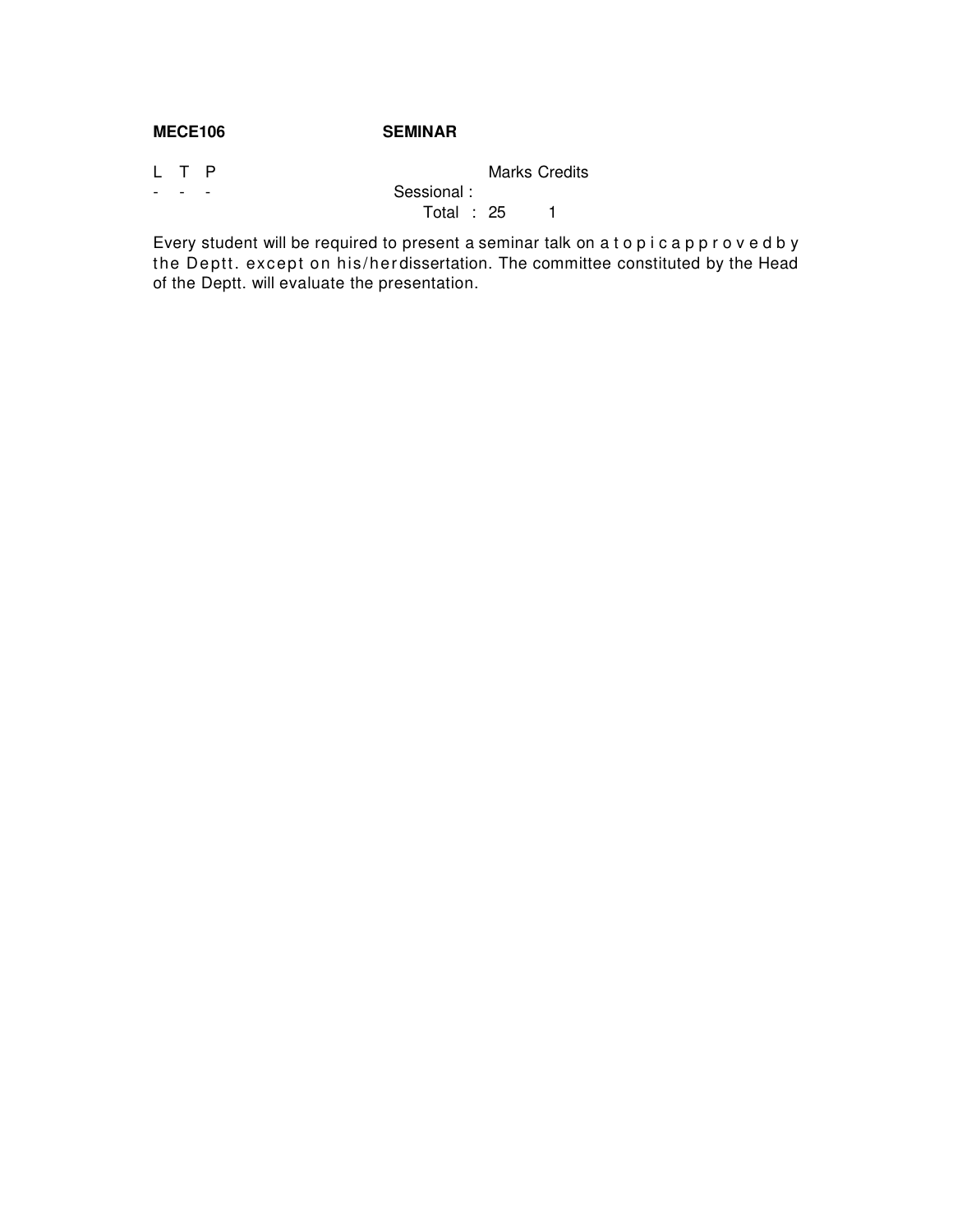**MECE106 SEMINAR**

| L | T | P | | Marks | Credits |
|---|---|---|---|---|---|
| - | - | - | Sessional : | | |
| | | | Total : | 25 | 1 |

Every student will be required to present a seminar talk on a topic approved by the Deptt. except on his/her dissertation. The committee constituted by the Head of the Deptt. will evaluate the presentation.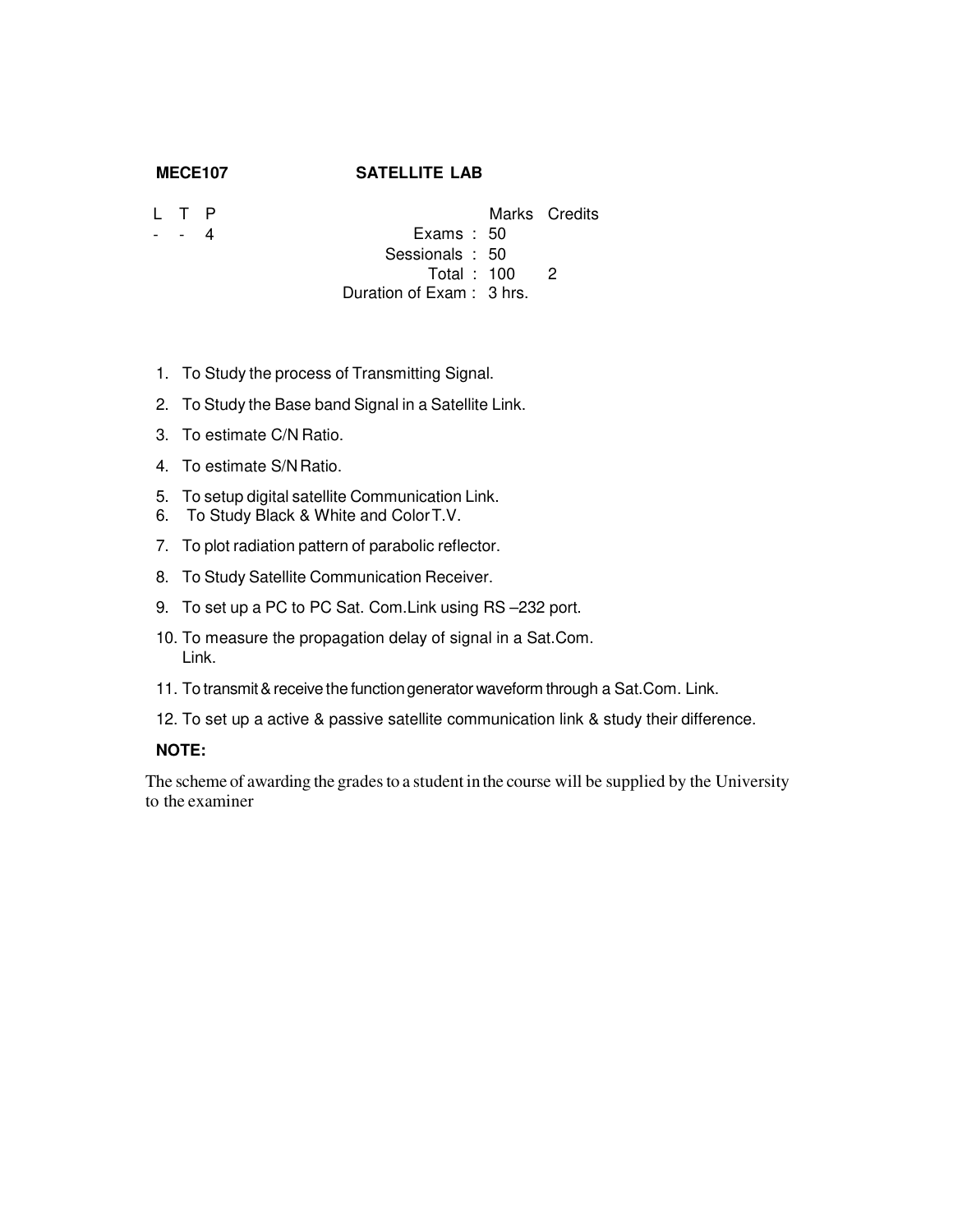**MECE107 SATELLITE LAB**

| L | T | P | | Marks | Credits |
|---|---|---|---|---|---|
| - | - | 4 | Exams : | 50 | |
| | | | Sessionals : | 50 | |
| | | | Total : | 100 | 2 |
| | | | Duration of Exam : | 3 hrs. | |

1. To Study the process of Transmitting Signal.
2. To Study the Base band Signal in a Satellite Link.
3. To estimate C/N Ratio.
4. To estimate S/N Ratio.
5. To setup digital satellite Communication Link.
6. To Study Black & White and Color T.V.
7. To plot radiation pattern of parabolic reflector.
8. To Study Satellite Communication Receiver.
9. To set up a PC to PC Sat. Com.Link using RS –232 port.
10. To measure the propagation delay of signal in a Sat.Com. Link.
11. To transmit & receive the function generator waveform through a Sat.Com. Link.
12. To set up a active & passive satellite communication link & study their difference.

**NOTE:**

The scheme of awarding the grades to a student in the course will be supplied by the University to the examiner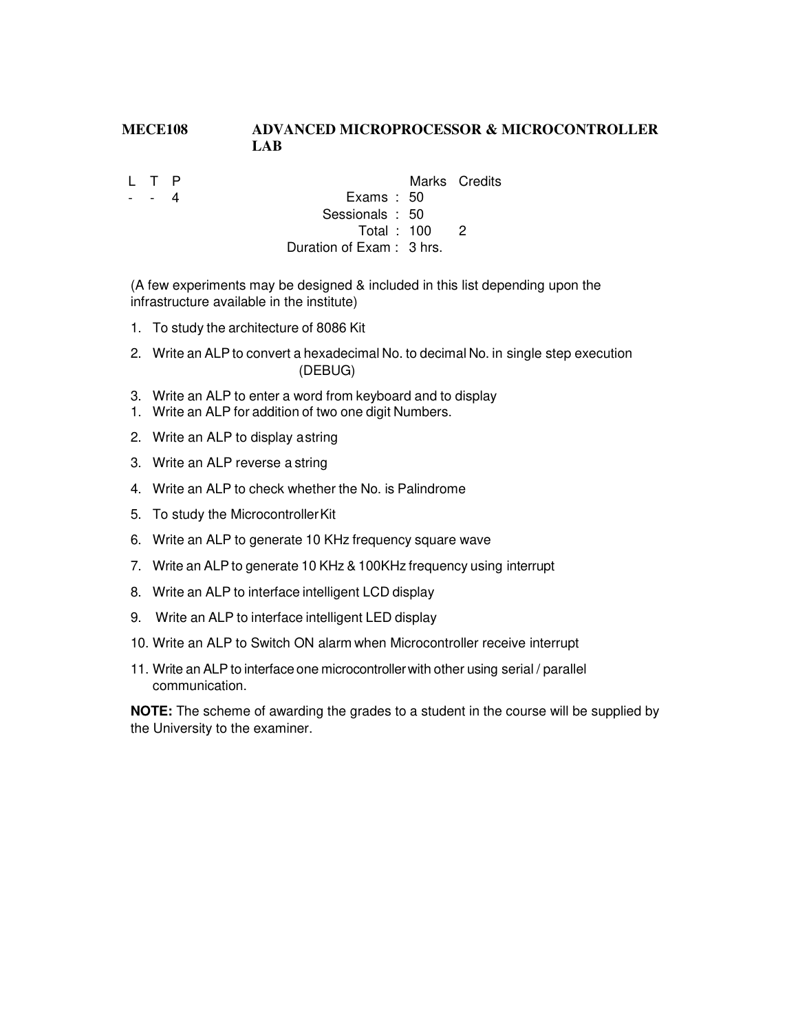## MECE108 ADVANCED MICROPROCESSOR & MICROCONTROLLER LAB

| L | T | P | | Marks | Credits |
|---|---|---|---|---|---|
| - | - | 4 | Exams : | 50 | |
| | | | Sessionals : | 50 | |
| | | | Total : | 100 | 2 |
| | | | Duration of Exam : | 3 hrs. | |

(A few experiments may be designed & included in this list depending upon the infrastructure available in the institute)

1. To study the architecture of 8086 Kit
2. Write an ALP to convert a hexadecimal No. to decimal No. in single step execution (DEBUG)
3. Write an ALP to enter a word from keyboard and to display

1. Write an ALP for addition of two one digit Numbers.
2. Write an ALP to display a string
3. Write an ALP reverse a string
4. Write an ALP to check whether the No. is Palindrome
5. To study the Microcontroller Kit
6. Write an ALP to generate 10 KHz frequency square wave
7. Write an ALP to generate 10 KHz & 100KHz frequency using interrupt
8. Write an ALP to interface intelligent LCD display
9. Write an ALP to interface intelligent LED display
10. Write an ALP to Switch ON alarm when Microcontroller receive interrupt
11. Write an ALP to interface one microcontroller with other using serial / parallel communication.

**NOTE:** The scheme of awarding the grades to a student in the course will be supplied by the University to the examiner.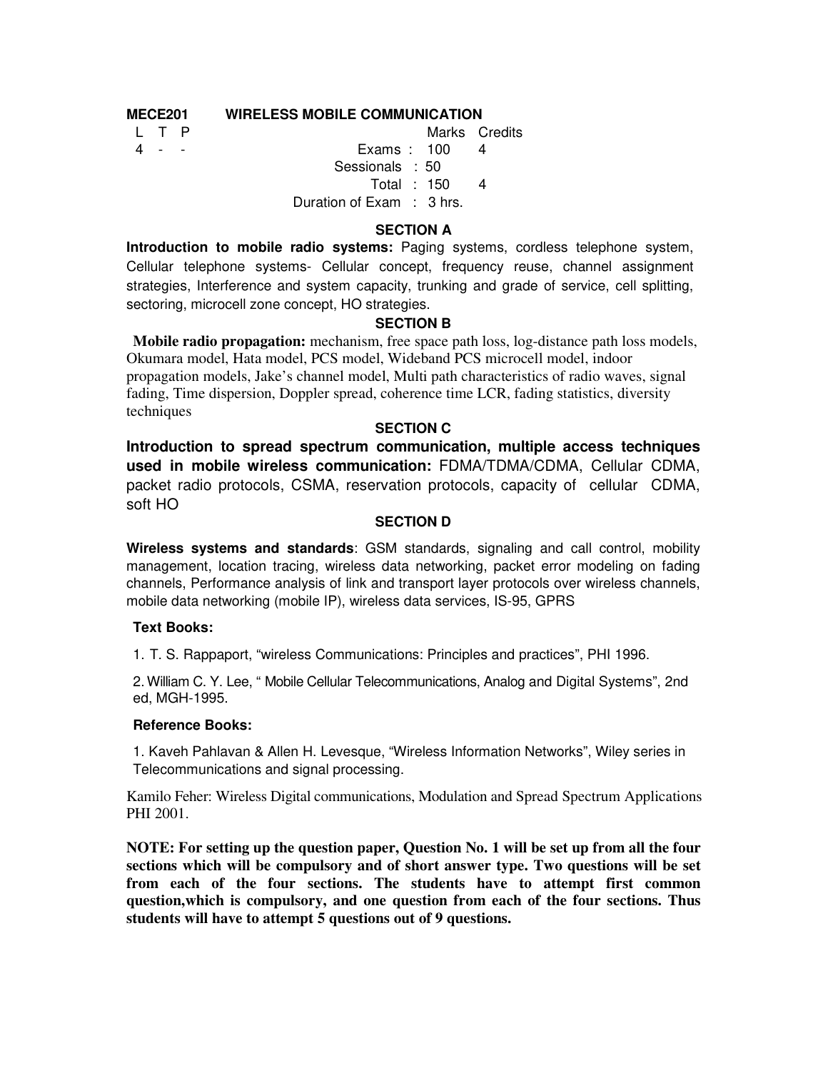**MECE201 WIRELESS MOBILE COMMUNICATION**

| L | T | P | | Marks | Credits |
|---|---|---|---|---|---|
| 4 | - | - | Exams : | 100 | 4 |
| | | | Sessionals : | 50 | |
| | | | Total : | 150 | 4 |
| | | | Duration of Exam : | 3 hrs. | |

### SECTION A

**Introduction to mobile radio systems:** Paging systems, cordless telephone system, Cellular telephone systems- Cellular concept, frequency reuse, channel assignment strategies, Interference and system capacity, trunking and grade of service, cell splitting, sectoring, microcell zone concept, HO strategies.

### SECTION B

**Mobile radio propagation:** mechanism, free space path loss, log-distance path loss models, Okumara model, Hata model, PCS model, Wideband PCS microcell model, indoor propagation models, Jake's channel model, Multi path characteristics of radio waves, signal fading, Time dispersion, Doppler spread, coherence time LCR, fading statistics, diversity techniques

### SECTION C

**Introduction to spread spectrum communication, multiple access techniques used in mobile wireless communication:** FDMA/TDMA/CDMA, Cellular CDMA, packet radio protocols, CSMA, reservation protocols, capacity of cellular CDMA, soft HO

### SECTION D

**Wireless systems and standards**: GSM standards, signaling and call control, mobility management, location tracing, wireless data networking, packet error modeling on fading channels, Performance analysis of link and transport layer protocols over wireless channels, mobile data networking (mobile IP), wireless data services, IS-95, GPRS

**Text Books:**

1. T. S. Rappaport, "wireless Communications: Principles and practices", PHI 1996.
2. William C. Y. Lee, " Mobile Cellular Telecommunications, Analog and Digital Systems", 2nd ed, MGH-1995.

**Reference Books:**

1. Kaveh Pahlavan & Allen H. Levesque, "Wireless Information Networks", Wiley series in Telecommunications and signal processing.

Kamilo Feher: Wireless Digital communications, Modulation and Spread Spectrum Applications PHI 2001.

**NOTE: For setting up the question paper, Question No. 1 will be set up from all the four sections which will be compulsory and of short answer type. Two questions will be set from each of the four sections. The students have to attempt first common question,which is compulsory, and one question from each of the four sections. Thus students will have to attempt 5 questions out of 9 questions.**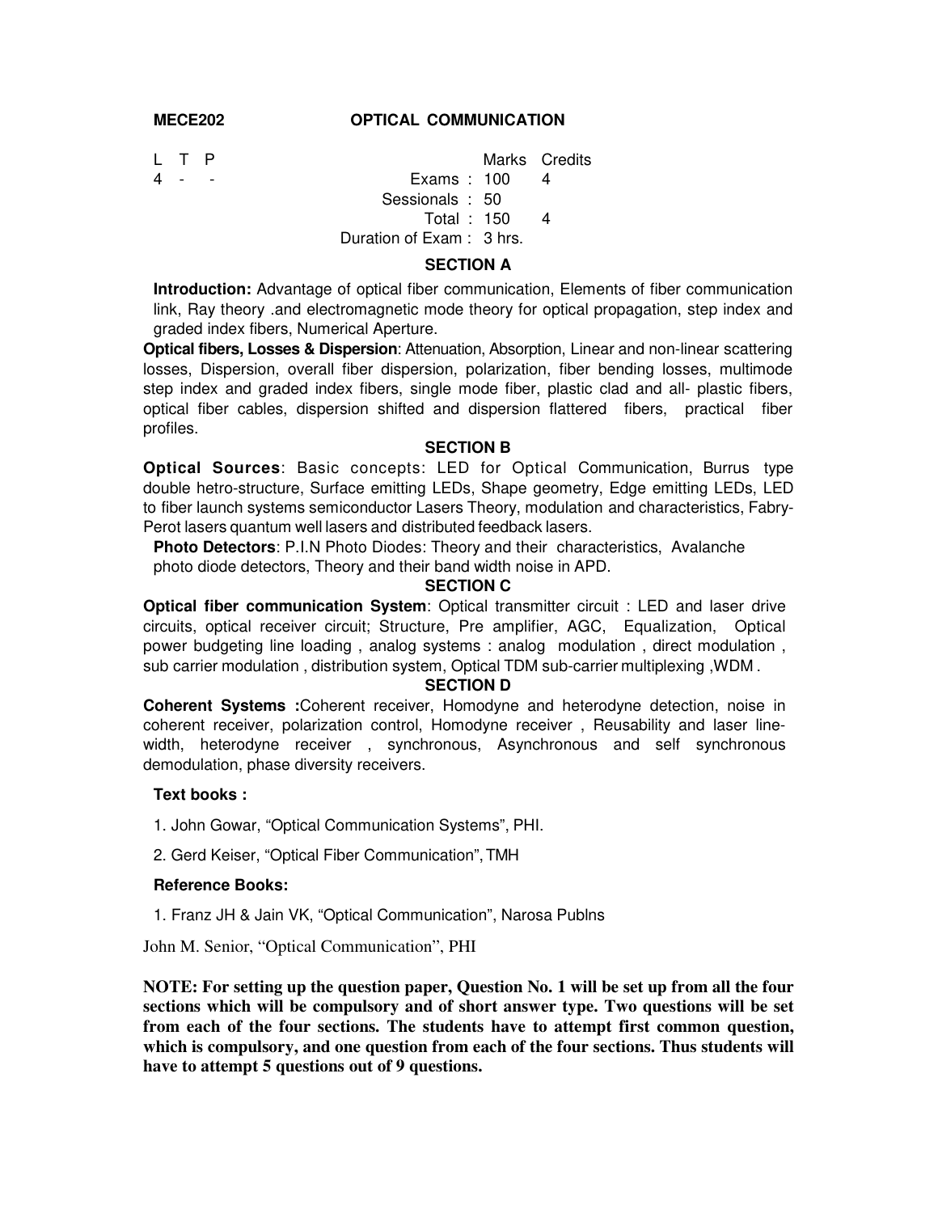**MECE202** **OPTICAL COMMUNICATION**

| L | T | P | | Marks | Credits |
|---|---|---|---|---|---|
| 4 | - | - | Exams : | 100 | 4 |
| | | | Sessionals : | 50 | |
| | | | Total : | 150 | 4 |
| | | | Duration of Exam : | 3 hrs. | |

## SECTION A

**Introduction:** Advantage of optical fiber communication, Elements of fiber communication link, Ray theory .and electromagnetic mode theory for optical propagation, step index and graded index fibers, Numerical Aperture.

**Optical fibers, Losses & Dispersion**: Attenuation, Absorption, Linear and non-linear scattering losses, Dispersion, overall fiber dispersion, polarization, fiber bending losses, multimode step index and graded index fibers, single mode fiber, plastic clad and all- plastic fibers, optical fiber cables, dispersion shifted and dispersion flattered fibers, practical fiber profiles.

## SECTION B

**Optical Sources**: Basic concepts: LED for Optical Communication, Burrus type double hetro-structure, Surface emitting LEDs, Shape geometry, Edge emitting LEDs, LED to fiber launch systems semiconductor Lasers Theory, modulation and characteristics, Fabry-Perot lasers quantum well lasers and distributed feedback lasers.

**Photo Detectors**: P.I.N Photo Diodes: Theory and their characteristics, Avalanche photo diode detectors, Theory and their band width noise in APD.

## SECTION C

**Optical fiber communication System**: Optical transmitter circuit : LED and laser drive circuits, optical receiver circuit; Structure, Pre amplifier, AGC, Equalization, Optical power budgeting line loading , analog systems : analog modulation , direct modulation , sub carrier modulation , distribution system, Optical TDM sub-carrier multiplexing ,WDM .

## SECTION D

**Coherent Systems :**Coherent receiver, Homodyne and heterodyne detection, noise in coherent receiver, polarization control, Homodyne receiver , Reusability and laser line-width, heterodyne receiver , synchronous, Asynchronous and self synchronous demodulation, phase diversity receivers.

**Text books :**

1. John Gowar, "Optical Communication Systems", PHI.
2. Gerd Keiser, "Optical Fiber Communication", TMH

**Reference Books:**

1. Franz JH & Jain VK, "Optical Communication", Narosa Publns

John M. Senior, "Optical Communication", PHI

**NOTE: For setting up the question paper, Question No. 1 will be set up from all the four sections which will be compulsory and of short answer type. Two questions will be set from each of the four sections. The students have to attempt first common question, which is compulsory, and one question from each of the four sections. Thus students will have to attempt 5 questions out of 9 questions.**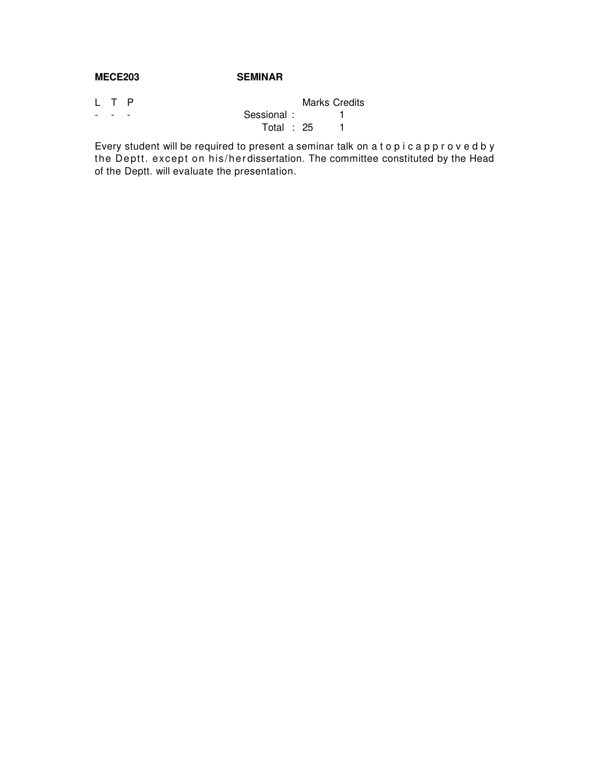**MECE203** **SEMINAR**

| L | T | P | | Marks | Credits |
|---|---|---|---|---|---|
| - | - | - | Sessional : | | 1 |
| | | | Total : | 25 | 1 |

Every student will be required to present a seminar talk on a topic approved by the Deptt. except on his/her dissertation. The committee constituted by the Head of the Deptt. will evaluate the presentation.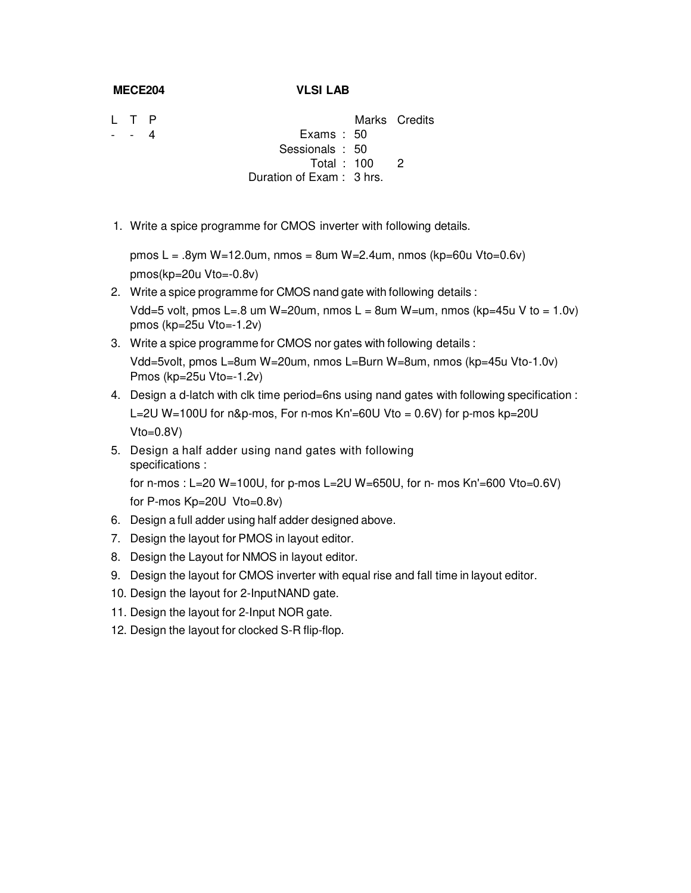**MECE204** **VLSI LAB**

| L | T | P | | Marks | Credits |
|---|---|---|---|---|---|
| - | - | 4 | Exams : | 50 | |
| | | | Sessionals : | 50 | |
| | | | Total : | 100 | 2 |
| | | | Duration of Exam : | 3 hrs. | |

1. Write a spice programme for CMOS inverter with following details.

   pmos L = .8ym W=12.0um, nmos = 8um W=2.4um, nmos (kp=60u Vto=0.6v)

   pmos(kp=20u Vto=-0.8v)
2. Write a spice programme for CMOS nand gate with following details :

   Vdd=5 volt, pmos L=.8 um W=20um, nmos L = 8um W=um, nmos (kp=45u V to = 1.0v) pmos (kp=25u Vto=-1.2v)
3. Write a spice programme for CMOS nor gates with following details :

   Vdd=5volt, pmos L=8um W=20um, nmos L=Burn W=8um, nmos (kp=45u Vto-1.0v) Pmos (kp=25u Vto=-1.2v)
4. Design a d-latch with clk time period=6ns using nand gates with following specification :

   L=2U W=100U for n&p-mos, For n-mos Kn'=60U Vto = 0.6V) for p-mos kp=20U Vto=0.8V)
5. Design a half adder using nand gates with following specifications :

   for n-mos : L=20 W=100U, for p-mos L=2U W=650U, for n- mos Kn'=600 Vto=0.6V) for P-mos Kp=20U Vto=0.8v)
6. Design a full adder using half adder designed above.
7. Design the layout for PMOS in layout editor.
8. Design the Layout for NMOS in layout editor.
9. Design the layout for CMOS inverter with equal rise and fall time in layout editor.
10. Design the layout for 2-InputNAND gate.
11. Design the layout for 2-Input NOR gate.
12. Design the layout for clocked S-R flip-flop.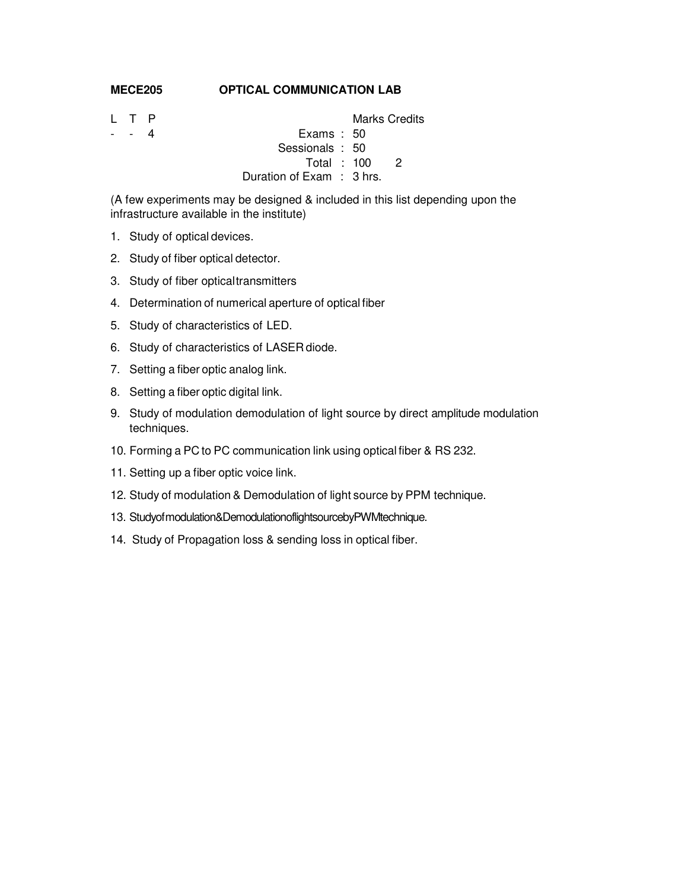**MECE205 OPTICAL COMMUNICATION LAB**

| L | T | P | | Marks | Credits |
|---|---|---|---|---|---|
| - | - | 4 | Exams : | 50 | |
| | | | Sessionals : | 50 | |
| | | | Total : | 100 | 2 |
| | | | Duration of Exam : | 3 hrs. | |

(A few experiments may be designed & included in this list depending upon the infrastructure available in the institute)

1. Study of optical devices.
2. Study of fiber optical detector.
3. Study of fiber optical transmitters
4. Determination of numerical aperture of optical fiber
5. Study of characteristics of LED.
6. Study of characteristics of LASER diode.
7. Setting a fiber optic analog link.
8. Setting a fiber optic digital link.
9. Study of modulation demodulation of light source by direct amplitude modulation techniques.
10. Forming a PC to PC communication link using optical fiber & RS 232.
11. Setting up a fiber optic voice link.
12. Study of modulation & Demodulation of light source by PPM technique.
13. Study of modulation & Demodulation of light source by PWM technique.
14. Study of Propagation loss & sending loss in optical fiber.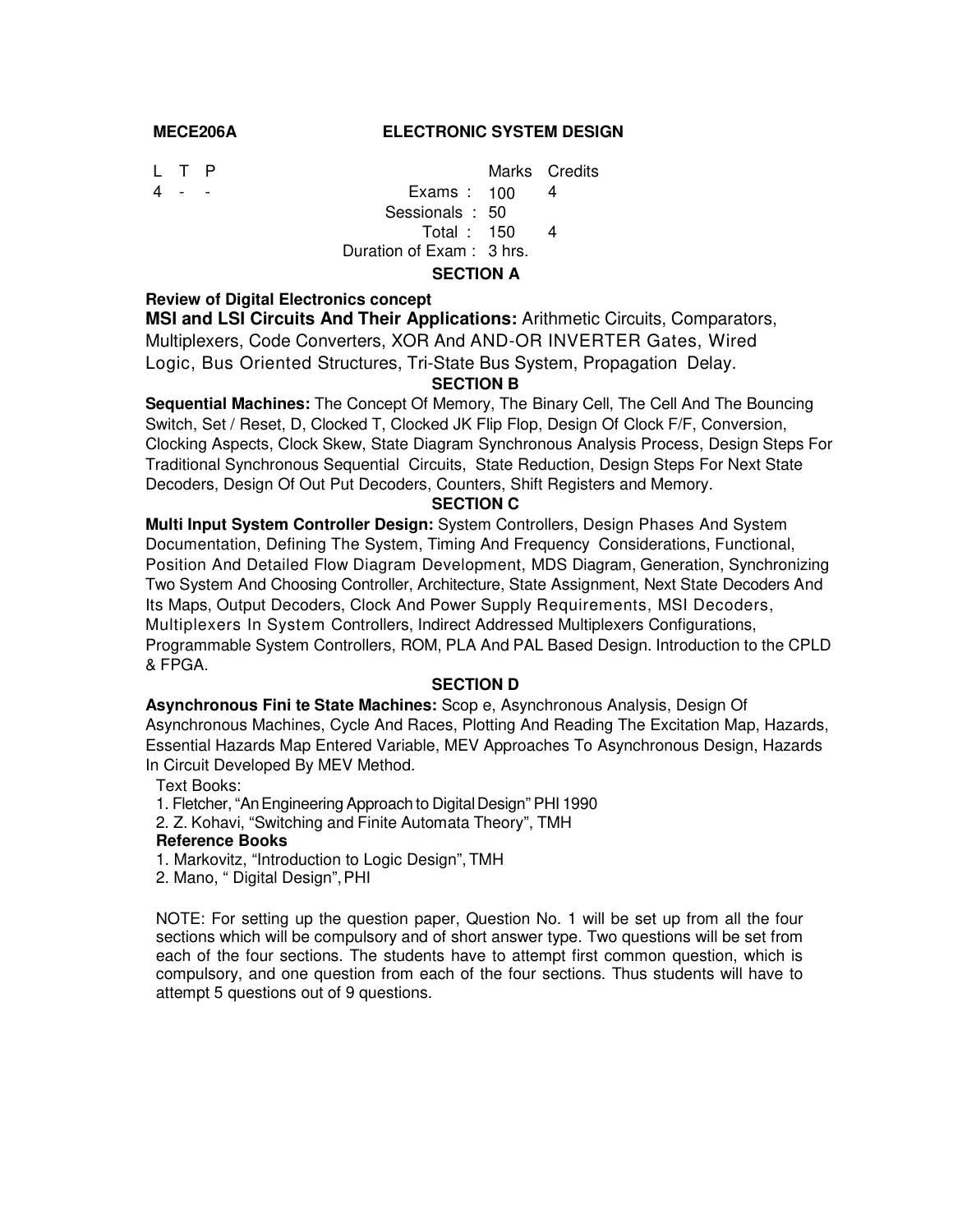**MECE206A ELECTRONIC SYSTEM DESIGN**

| L | T | P | | Marks | Credits |
|---|---|---|---|---|---|
| 4 | - | - | Exams : | 100 | 4 |
| | | | Sessionals : | 50 | |
| | | | Total : | 150 | 4 |
| | | | Duration of Exam : | 3 hrs. | |

## SECTION A

**Review of Digital Electronics concept**

**MSI and LSI Circuits And Their Applications:** Arithmetic Circuits, Comparators, Multiplexers, Code Converters, XOR And AND-OR INVERTER Gates, Wired Logic, Bus Oriented Structures, Tri-State Bus System, Propagation Delay.

## SECTION B

**Sequential Machines:** The Concept Of Memory, The Binary Cell, The Cell And The Bouncing Switch, Set / Reset, D, Clocked T, Clocked JK Flip Flop, Design Of Clock F/F, Conversion, Clocking Aspects, Clock Skew, State Diagram Synchronous Analysis Process, Design Steps For Traditional Synchronous Sequential Circuits, State Reduction, Design Steps For Next State Decoders, Design Of Out Put Decoders, Counters, Shift Registers and Memory.

## SECTION C

**Multi Input System Controller Design:** System Controllers, Design Phases And System Documentation, Defining The System, Timing And Frequency Considerations, Functional, Position And Detailed Flow Diagram Development, MDS Diagram, Generation, Synchronizing Two System And Choosing Controller, Architecture, State Assignment, Next State Decoders And Its Maps, Output Decoders, Clock And Power Supply Requirements, MSI Decoders, Multiplexers In System Controllers, Indirect Addressed Multiplexers Configurations, Programmable System Controllers, ROM, PLA And PAL Based Design. Introduction to the CPLD & FPGA.

## SECTION D

**Asynchronous Fini te State Machines:** Scop e, Asynchronous Analysis, Design Of Asynchronous Machines, Cycle And Races, Plotting And Reading The Excitation Map, Hazards, Essential Hazards Map Entered Variable, MEV Approaches To Asynchronous Design, Hazards In Circuit Developed By MEV Method.

Text Books:

1. Fletcher, "An Engineering Approach to Digital Design" PHI 1990
2. Z. Kohavi, "Switching and Finite Automata Theory", TMH

**Reference Books**

1. Markovitz, "Introduction to Logic Design", TMH
2. Mano, " Digital Design", PHI

NOTE: For setting up the question paper, Question No. 1 will be set up from all the four sections which will be compulsory and of short answer type. Two questions will be set from each of the four sections. The students have to attempt first common question, which is compulsory, and one question from each of the four sections. Thus students will have to attempt 5 questions out of 9 questions.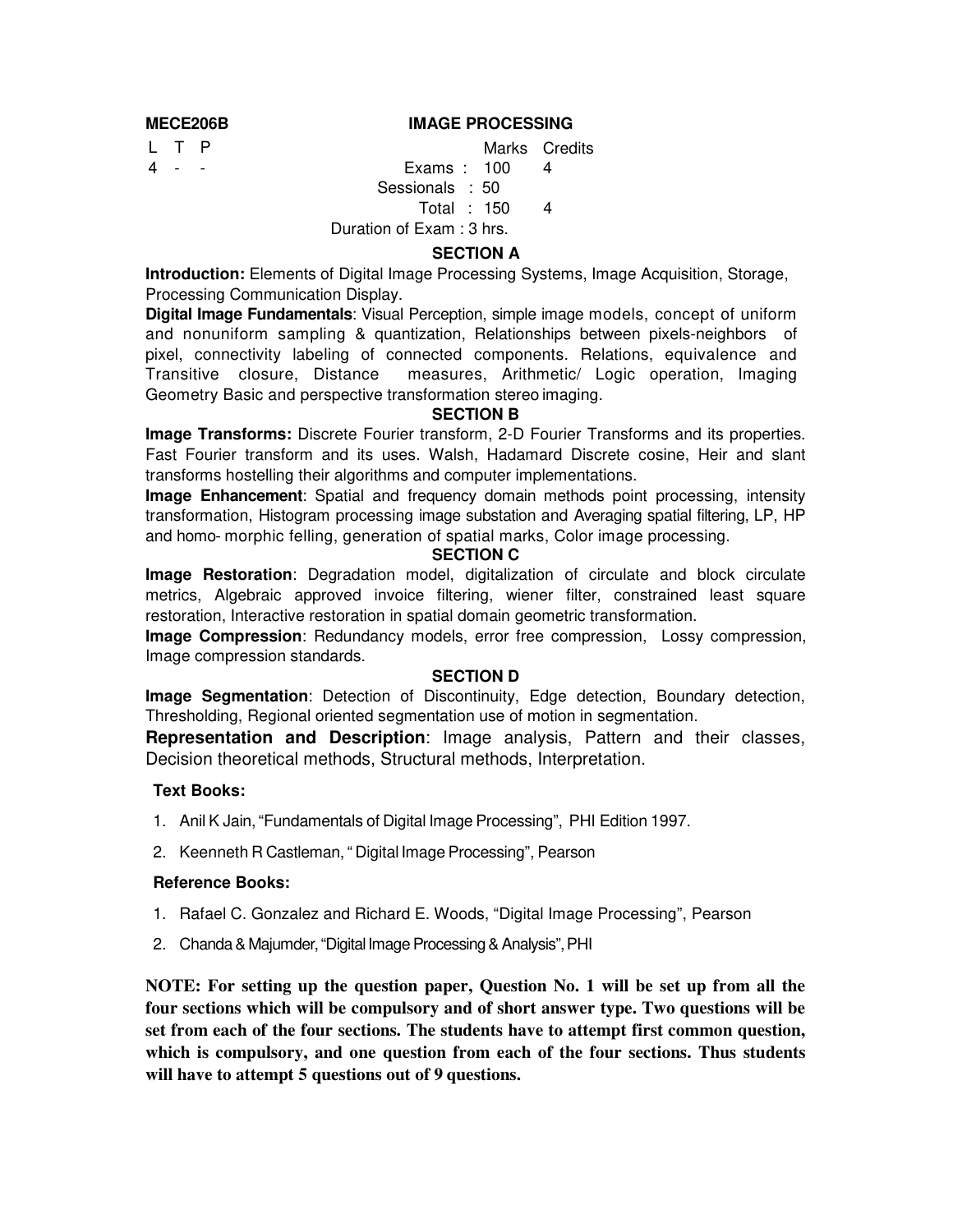**MECE206B** **IMAGE PROCESSING**

| L | T | P | | | Marks | Credits |
|---|---|---|---|---|---|---|
| 4 | - | - | | Exams : | 100 | 4 |
| | | | | Sessionals : | 50 | |
| | | | | Total : | 150 | 4 |

Duration of Exam : 3 hrs.

## SECTION A

**Introduction:** Elements of Digital Image Processing Systems, Image Acquisition, Storage, Processing Communication Display.

**Digital Image Fundamentals**: Visual Perception, simple image models, concept of uniform and nonuniform sampling & quantization, Relationships between pixels-neighbors of pixel, connectivity labeling of connected components. Relations, equivalence and Transitive closure, Distance measures, Arithmetic/ Logic operation, Imaging Geometry Basic and perspective transformation stereo imaging.

## SECTION B

**Image Transforms:** Discrete Fourier transform, 2-D Fourier Transforms and its properties. Fast Fourier transform and its uses. Walsh, Hadamard Discrete cosine, Heir and slant transforms hostelling their algorithms and computer implementations.

**Image Enhancement**: Spatial and frequency domain methods point processing, intensity transformation, Histogram processing image substation and Averaging spatial filtering, LP, HP and homo- morphic felling, generation of spatial marks, Color image processing.

## SECTION C

**Image Restoration**: Degradation model, digitalization of circulate and block circulate metrics, Algebraic approved invoice filtering, wiener filter, constrained least square restoration, Interactive restoration in spatial domain geometric transformation.

**Image Compression**: Redundancy models, error free compression, Lossy compression, Image compression standards.

## SECTION D

**Image Segmentation**: Detection of Discontinuity, Edge detection, Boundary detection, Thresholding, Regional oriented segmentation use of motion in segmentation.

**Representation and Description**: Image analysis, Pattern and their classes, Decision theoretical methods, Structural methods, Interpretation.

**Text Books:**

1. Anil K Jain, "Fundamentals of Digital Image Processing", PHI Edition 1997.
2. Keenneth R Castleman, " Digital Image Processing", Pearson

**Reference Books:**

1. Rafael C. Gonzalez and Richard E. Woods, "Digital Image Processing", Pearson
2. Chanda & Majumder, "Digital Image Processing & Analysis", PHI

**NOTE: For setting up the question paper, Question No. 1 will be set up from all the four sections which will be compulsory and of short answer type. Two questions will be set from each of the four sections. The students have to attempt first common question, which is compulsory, and one question from each of the four sections. Thus students will have to attempt 5 questions out of 9 questions.**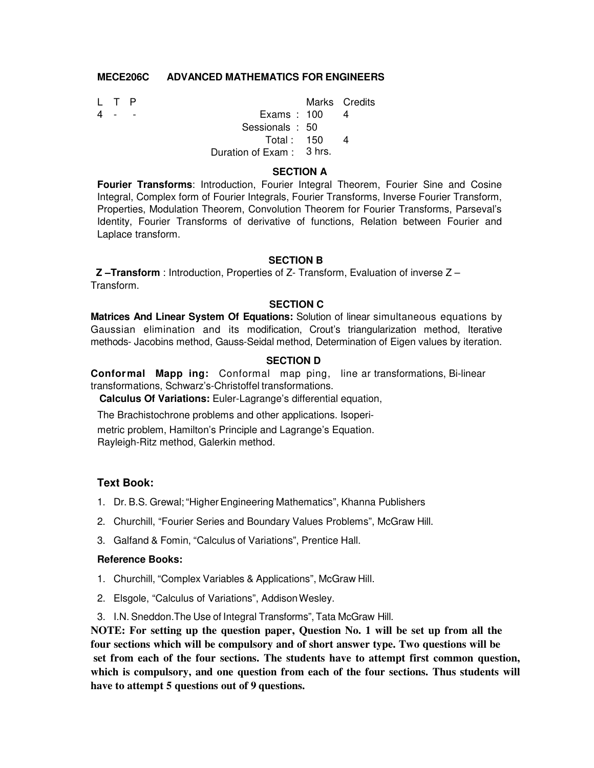## MECE206C ADVANCED MATHEMATICS FOR ENGINEERS

| L | T | P | | Marks | Credits |
|---|---|---|---|---|---|
| 4 | - | - | Exams : | 100 | 4 |
| | | | Sessionals : | 50 | |
| | | | Total : | 150 | 4 |
| | | | Duration of Exam : | 3 hrs. | |

### SECTION A

**Fourier Transforms**: Introduction, Fourier Integral Theorem, Fourier Sine and Cosine Integral, Complex form of Fourier Integrals, Fourier Transforms, Inverse Fourier Transform, Properties, Modulation Theorem, Convolution Theorem for Fourier Transforms, Parseval's Identity, Fourier Transforms of derivative of functions, Relation between Fourier and Laplace transform.

### SECTION B

**Z –Transform** : Introduction, Properties of Z- Transform, Evaluation of inverse Z – Transform.

### SECTION C

**Matrices And Linear System Of Equations:** Solution of linear simultaneous equations by Gaussian elimination and its modification, Crout's triangularization method, Iterative methods- Jacobins method, Gauss-Seidal method, Determination of Eigen values by iteration.

### SECTION D

**Conformal Mapping:** Conformal mapping, linear transformations, Bi-linear transformations, Schwarz's-Christoffel transformations.

**Calculus Of Variations:** Euler-Lagrange's differential equation,

The Brachistochrone problems and other applications. Isoperimetric problem, Hamilton's Principle and Lagrange's Equation.
Rayleigh-Ritz method, Galerkin method.

### Text Book:

1. Dr. B.S. Grewal; "Higher Engineering Mathematics", Khanna Publishers
2. Churchill, "Fourier Series and Boundary Values Problems", McGraw Hill.
3. Galfand & Fomin, "Calculus of Variations", Prentice Hall.

### Reference Books:

1. Churchill, "Complex Variables & Applications", McGraw Hill.
2. Elsgole, "Calculus of Variations", Addison Wesley.
3. I.N. Sneddon.The Use of Integral Transforms", Tata McGraw Hill.

**NOTE: For setting up the question paper, Question No. 1 will be set up from all the four sections which will be compulsory and of short answer type. Two questions will be set from each of the four sections. The students have to attempt first common question, which is compulsory, and one question from each of the four sections. Thus students will have to attempt 5 questions out of 9 questions.**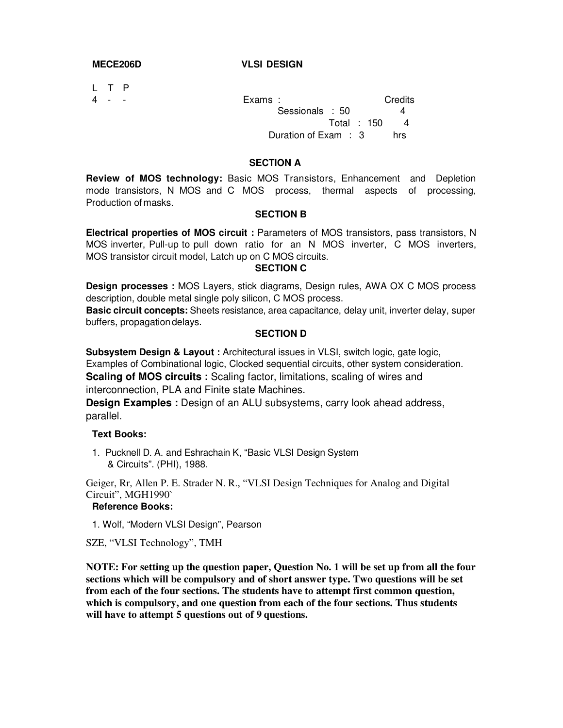**MECE206D** **VLSI DESIGN**

| L | T | P |
|---|---|---|
| 4 | - | - |

| Exams : | | Credits |
|---|---|---|
| Sessionals | : 50 | 4 |
| Total | : 150 | 4 |
| Duration of Exam | : 3 | hrs |

## SECTION A

**Review of MOS technology:** Basic MOS Transistors, Enhancement and Depletion mode transistors, N MOS and C MOS process, thermal aspects of processing, Production of masks.

## SECTION B

**Electrical properties of MOS circuit :** Parameters of MOS transistors, pass transistors, N MOS inverter, Pull-up to pull down ratio for an N MOS inverter, C MOS inverters, MOS transistor circuit model, Latch up on C MOS circuits.

## SECTION C

**Design processes :** MOS Layers, stick diagrams, Design rules, AWA OX C MOS process description, double metal single poly silicon, C MOS process.

**Basic circuit concepts:** Sheets resistance, area capacitance, delay unit, inverter delay, super buffers, propagation delays.

## SECTION D

**Subsystem Design & Layout :** Architectural issues in VLSI, switch logic, gate logic, Examples of Combinational logic, Clocked sequential circuits, other system consideration.

**Scaling of MOS circuits :** Scaling factor, limitations, scaling of wires and interconnection, PLA and Finite state Machines.

**Design Examples :** Design of an ALU subsystems, carry look ahead address, parallel.

**Text Books:**

1. Pucknell D. A. and Eshrachain K, “Basic VLSI Design System & Circuits”. (PHI), 1988.

Geiger, Rr, Allen P. E. Strader N. R., “VLSI Design Techniques for Analog and Digital Circuit”, MGH1990`

**Reference Books:**

1. Wolf, “Modern VLSI Design”, Pearson

SZE, “VLSI Technology”, TMH

**NOTE: For setting up the question paper, Question No. 1 will be set up from all the four sections which will be compulsory and of short answer type. Two questions will be set from each of the four sections. The students have to attempt first common question, which is compulsory, and one question from each of the four sections. Thus students will have to attempt 5 questions out of 9 questions.**